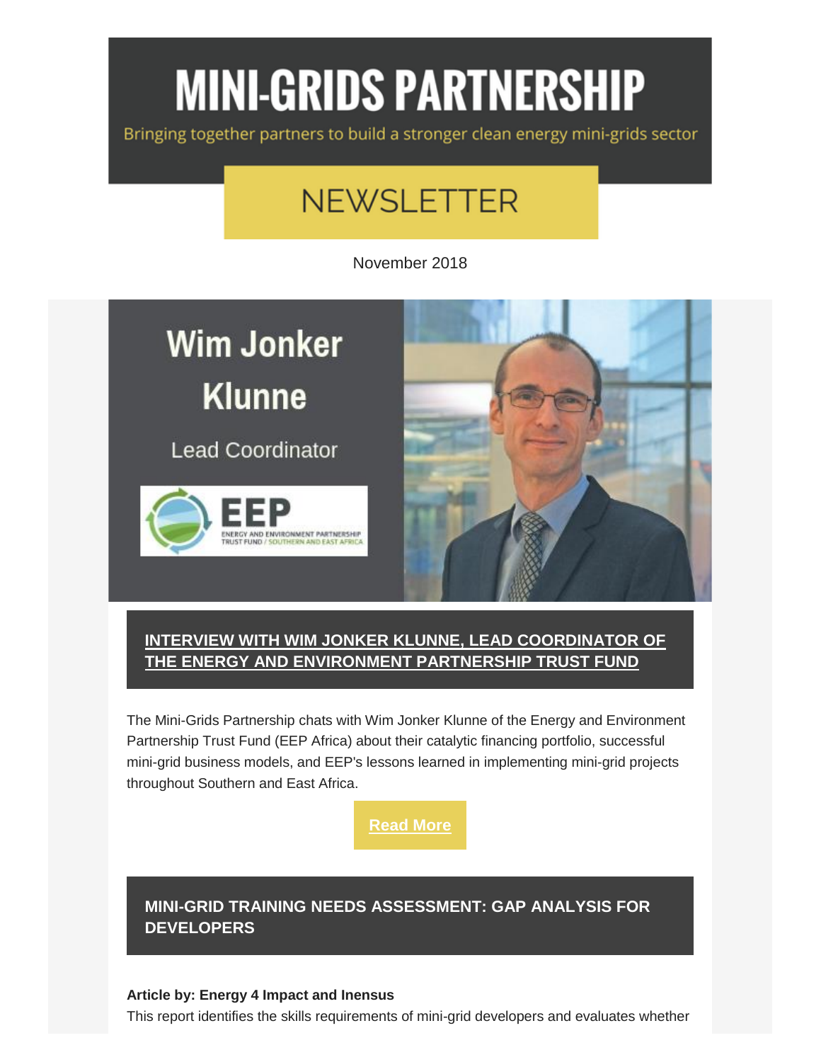# MINI-GRIDS PARTNERSHIP

Bringing together partners to build a stronger clean energy mini-grids sector

## NEWSLETTER

November 2018

**Wim Jonker Klunne**

Lead Coordinator

EEP — ENERGY AND ENVIRONMENT PARTNERSHIP TRUST FUND / SOUTHERN AND EAST AFRICA

## INTERVIEW WITH WIM JONKER KLUNNE, LEAD COORDINATOR OF THE ENERGY AND ENVIRONMENT PARTNERSHIP TRUST FUND

The Mini-Grids Partnership chats with Wim Jonker Klunne of the Energy and Environment Partnership Trust Fund (EEP Africa) about their catalytic financing portfolio, successful mini-grid business models, and EEP's lessons learned in implementing mini-grid projects throughout Southern and East Africa.

**Read More**

## MINI-GRID TRAINING NEEDS ASSESSMENT: GAP ANALYSIS FOR DEVELOPERS

**Article by: Energy 4 Impact and Inensus**

This report identifies the skills requirements of mini-grid developers and evaluates whether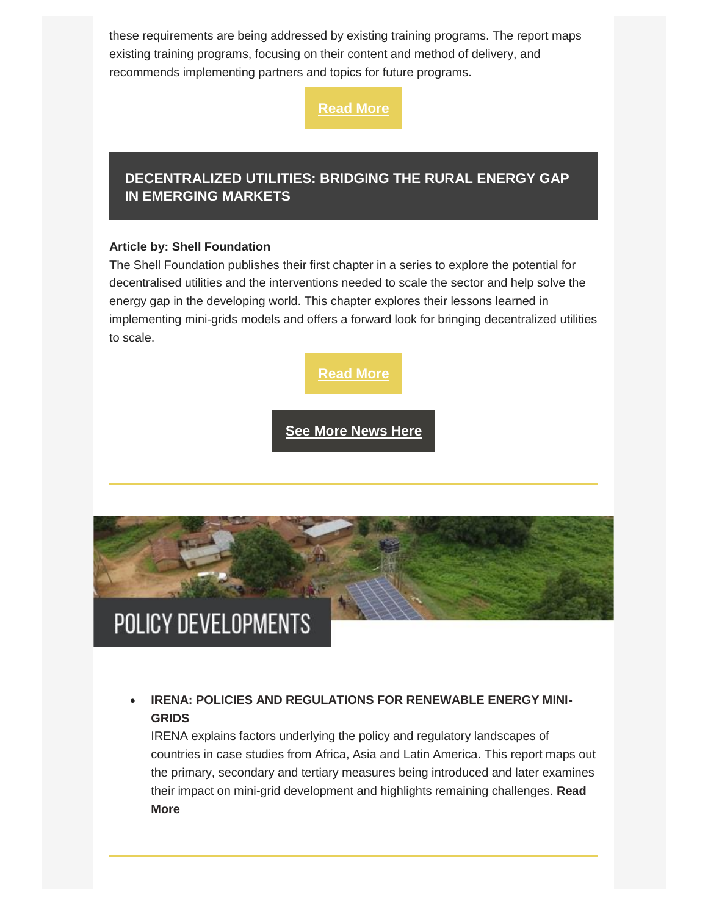these requirements are being addressed by existing training programs. The report maps existing training programs, focusing on their content and method of delivery, and recommends implementing partners and topics for future programs.

**Read More**

## DECENTRALIZED UTILITIES: BRIDGING THE RURAL ENERGY GAP IN EMERGING MARKETS

**Article by: Shell Foundation**

The Shell Foundation publishes their first chapter in a series to explore the potential for decentralised utilities and the interventions needed to scale the sector and help solve the energy gap in the developing world. This chapter explores their lessons learned in implementing mini-grids models and offers a forward look for bringing decentralized utilities to scale.

**Read More**

**See More News Here**

# POLICY DEVELOPMENTS

- **IRENA: POLICIES AND REGULATIONS FOR RENEWABLE ENERGY MINI-GRIDS**
  IRENA explains factors underlying the policy and regulatory landscapes of countries in case studies from Africa, Asia and Latin America. This report maps out the primary, secondary and tertiary measures being introduced and later examines their impact on mini-grid development and highlights remaining challenges. **Read More**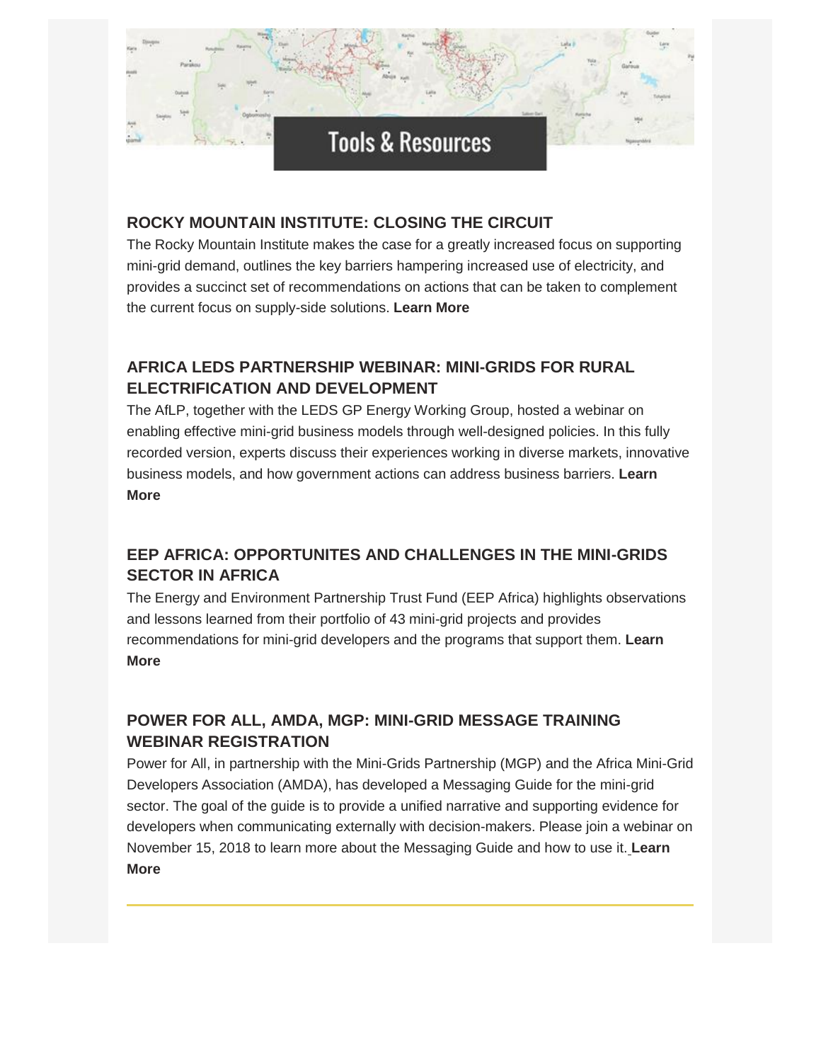# Tools & Resources

### ROCKY MOUNTAIN INSTITUTE: CLOSING THE CIRCUIT

The Rocky Mountain Institute makes the case for a greatly increased focus on supporting mini-grid demand, outlines the key barriers hampering increased use of electricity, and provides a succinct set of recommendations on actions that can be taken to complement the current focus on supply-side solutions. **Learn More**

### AFRICA LEDS PARTNERSHIP WEBINAR: MINI-GRIDS FOR RURAL ELECTRIFICATION AND DEVELOPMENT

The AfLP, together with the LEDS GP Energy Working Group, hosted a webinar on enabling effective mini-grid business models through well-designed policies. In this fully recorded version, experts discuss their experiences working in diverse markets, innovative business models, and how government actions can address business barriers. **Learn More**

### EEP AFRICA: OPPORTUNITES AND CHALLENGES IN THE MINI-GRIDS SECTOR IN AFRICA

The Energy and Environment Partnership Trust Fund (EEP Africa) highlights observations and lessons learned from their portfolio of 43 mini-grid projects and provides recommendations for mini-grid developers and the programs that support them. **Learn More**

### POWER FOR ALL, AMDA, MGP: MINI-GRID MESSAGE TRAINING WEBINAR REGISTRATION

Power for All, in partnership with the Mini-Grids Partnership (MGP) and the Africa Mini-Grid Developers Association (AMDA), has developed a Messaging Guide for the mini-grid sector. The goal of the guide is to provide a unified narrative and supporting evidence for developers when communicating externally with decision-makers. Please join a webinar on November 15, 2018 to learn more about the Messaging Guide and how to use it. **Learn More**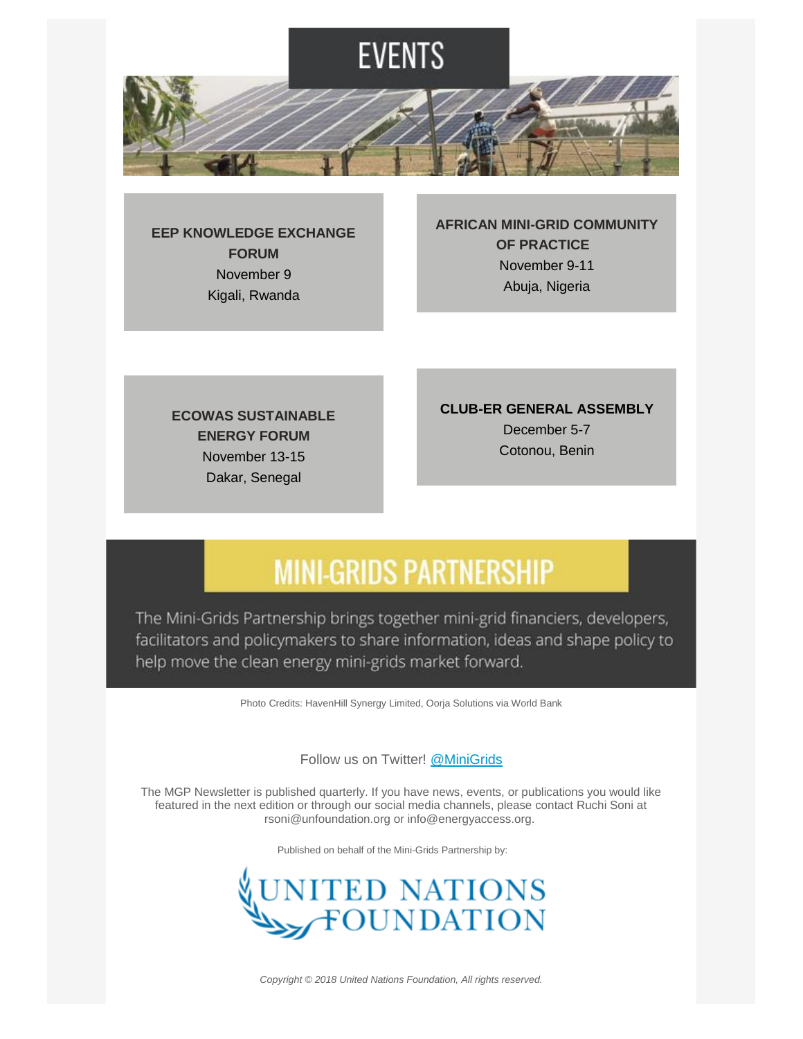# EVENTS

**EEP KNOWLEDGE EXCHANGE FORUM**
November 9
Kigali, Rwanda

**AFRICAN MINI-GRID COMMUNITY OF PRACTICE**
November 9-11
Abuja, Nigeria

**ECOWAS SUSTAINABLE ENERGY FORUM**
November 13-15
Dakar, Senegal

**CLUB-ER GENERAL ASSEMBLY**
December 5-7
Cotonou, Benin

# MINI-GRIDS PARTNERSHIP

The Mini-Grids Partnership brings together mini-grid financiers, developers, facilitators and policymakers to share information, ideas and shape policy to help move the clean energy mini-grids market forward.

Photo Credits: HavenHill Synergy Limited, Oorja Solutions via World Bank

Follow us on Twitter! @MiniGrids

The MGP Newsletter is published quarterly. If you have news, events, or publications you would like featured in the next edition or through our social media channels, please contact Ruchi Soni at rsoni@unfoundation.org or info@energyaccess.org.

Published on behalf of the Mini-Grids Partnership by:

UNITED NATIONS FOUNDATION

*Copyright © 2018 United Nations Foundation, All rights reserved.*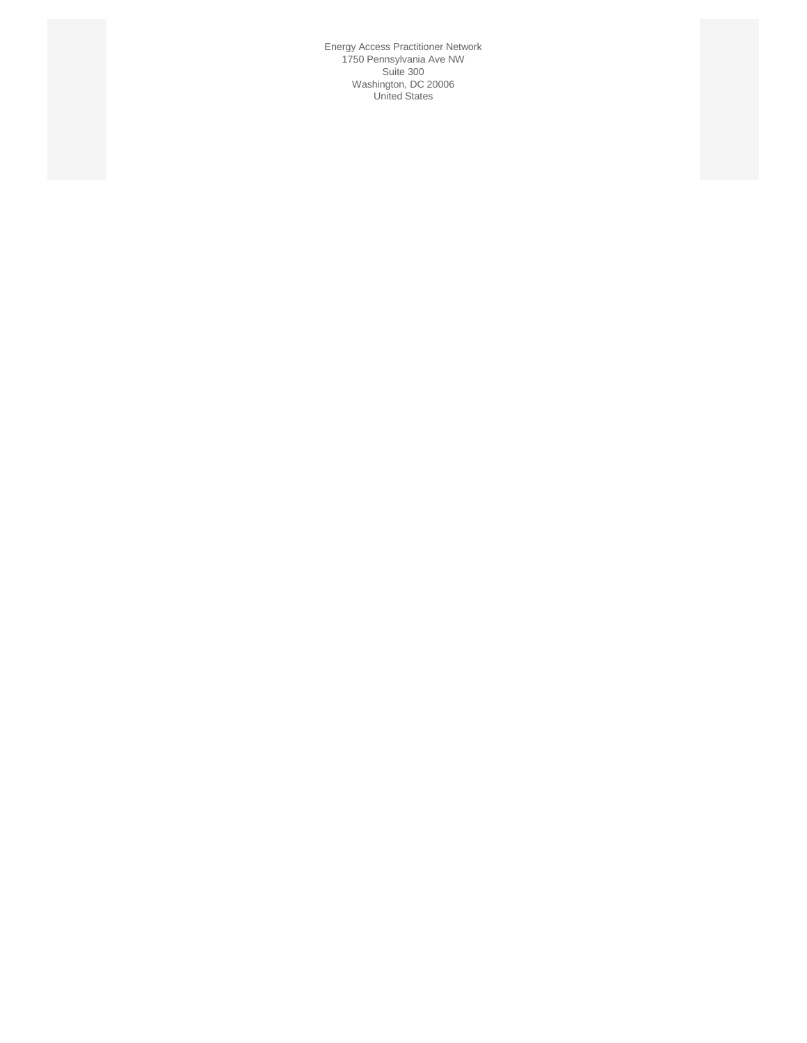Energy Access Practitioner Network
1750 Pennsylvania Ave NW
Suite 300
Washington, DC 20006
United States